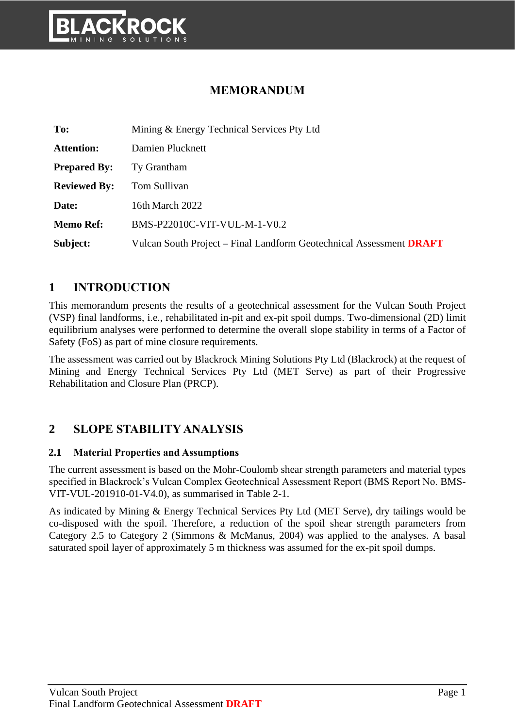# MEMORANDUM

| | |
|---|---|
| **To:** | Mining & Energy Technical Services Pty Ltd |
| **Attention:** | Damien Plucknett |
| **Prepared By:** | Ty Grantham |
| **Reviewed By:** | Tom Sullivan |
| **Date:** | 16th March 2022 |
| **Memo Ref:** | BMS-P22010C-VIT-VUL-M-1-V0.2 |
| **Subject:** | Vulcan South Project – Final Landform Geotechnical Assessment **DRAFT** |

## 1 INTRODUCTION

This memorandum presents the results of a geotechnical assessment for the Vulcan South Project (VSP) final landforms, i.e., rehabilitated in-pit and ex-pit spoil dumps. Two-dimensional (2D) limit equilibrium analyses were performed to determine the overall slope stability in terms of a Factor of Safety (FoS) as part of mine closure requirements.

The assessment was carried out by Blackrock Mining Solutions Pty Ltd (Blackrock) at the request of Mining and Energy Technical Services Pty Ltd (MET Serve) as part of their Progressive Rehabilitation and Closure Plan (PRCP).

## 2 SLOPE STABILITY ANALYSIS

### 2.1 Material Properties and Assumptions

The current assessment is based on the Mohr-Coulomb shear strength parameters and material types specified in Blackrock's Vulcan Complex Geotechnical Assessment Report (BMS Report No. BMS-VIT-VUL-201910-01-V4.0), as summarised in Table 2-1.

As indicated by Mining & Energy Technical Services Pty Ltd (MET Serve), dry tailings would be co-disposed with the spoil. Therefore, a reduction of the spoil shear strength parameters from Category 2.5 to Category 2 (Simmons & McManus, 2004) was applied to the analyses. A basal saturated spoil layer of approximately 5 m thickness was assumed for the ex-pit spoil dumps.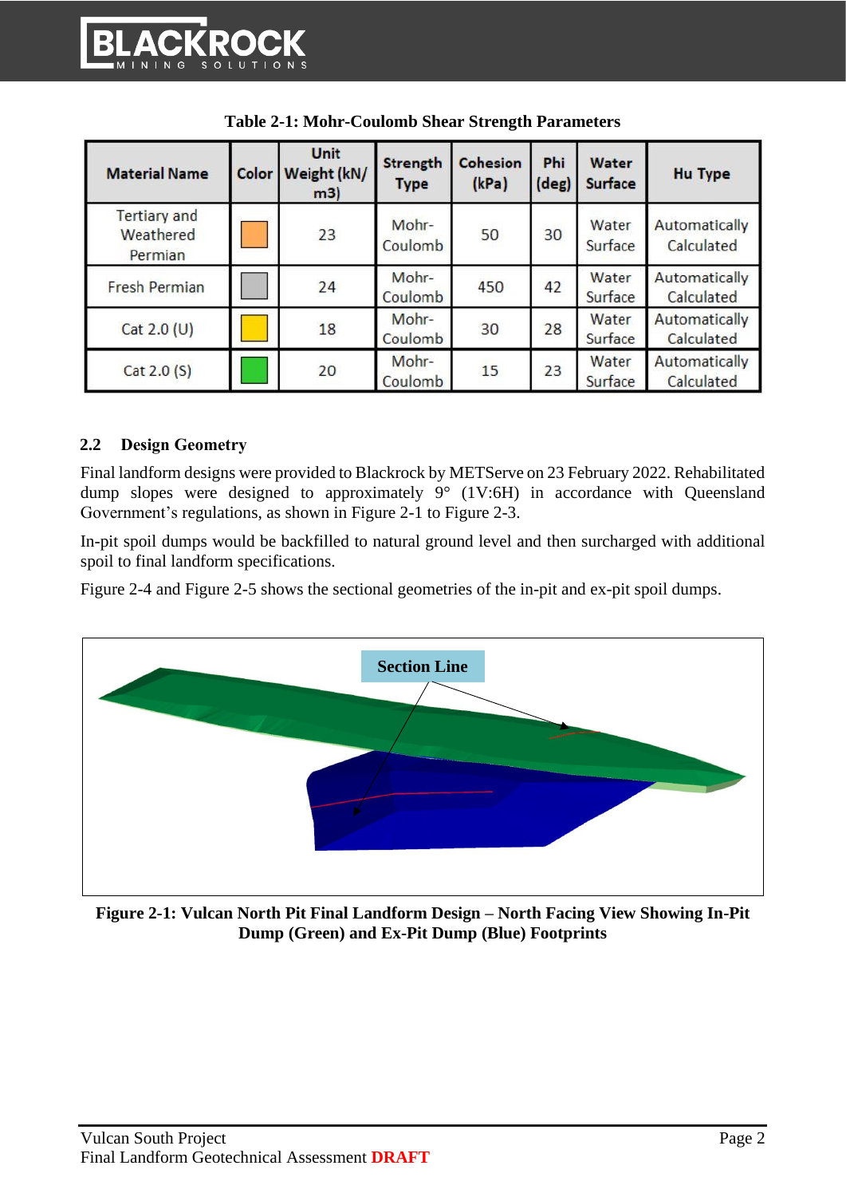**Table 2-1: Mohr-Coulomb Shear Strength Parameters**

| Material Name | Color | Unit Weight (kN/m3) | Strength Type | Cohesion (kPa) | Phi (deg) | Water Surface | Hu Type |
|---|---|---|---|---|---|---|---|
| Tertiary and Weathered Permian | | 23 | Mohr-Coulomb | 50 | 30 | Water Surface | Automatically Calculated |
| Fresh Permian | | 24 | Mohr-Coulomb | 450 | 42 | Water Surface | Automatically Calculated |
| Cat 2.0 (U) | | 18 | Mohr-Coulomb | 30 | 28 | Water Surface | Automatically Calculated |
| Cat 2.0 (S) | | 20 | Mohr-Coulomb | 15 | 23 | Water Surface | Automatically Calculated |

## 2.2 Design Geometry

Final landform designs were provided to Blackrock by METServe on 23 February 2022. Rehabilitated dump slopes were designed to approximately 9° (1V:6H) in accordance with Queensland Government's regulations, as shown in Figure 2-1 to Figure 2-3.

In-pit spoil dumps would be backfilled to natural ground level and then surcharged with additional spoil to final landform specifications.

Figure 2-4 and Figure 2-5 shows the sectional geometries of the in-pit and ex-pit spoil dumps.

Section Line

**Figure 2-1: Vulcan North Pit Final Landform Design – North Facing View Showing In-Pit Dump (Green) and Ex-Pit Dump (Blue) Footprints**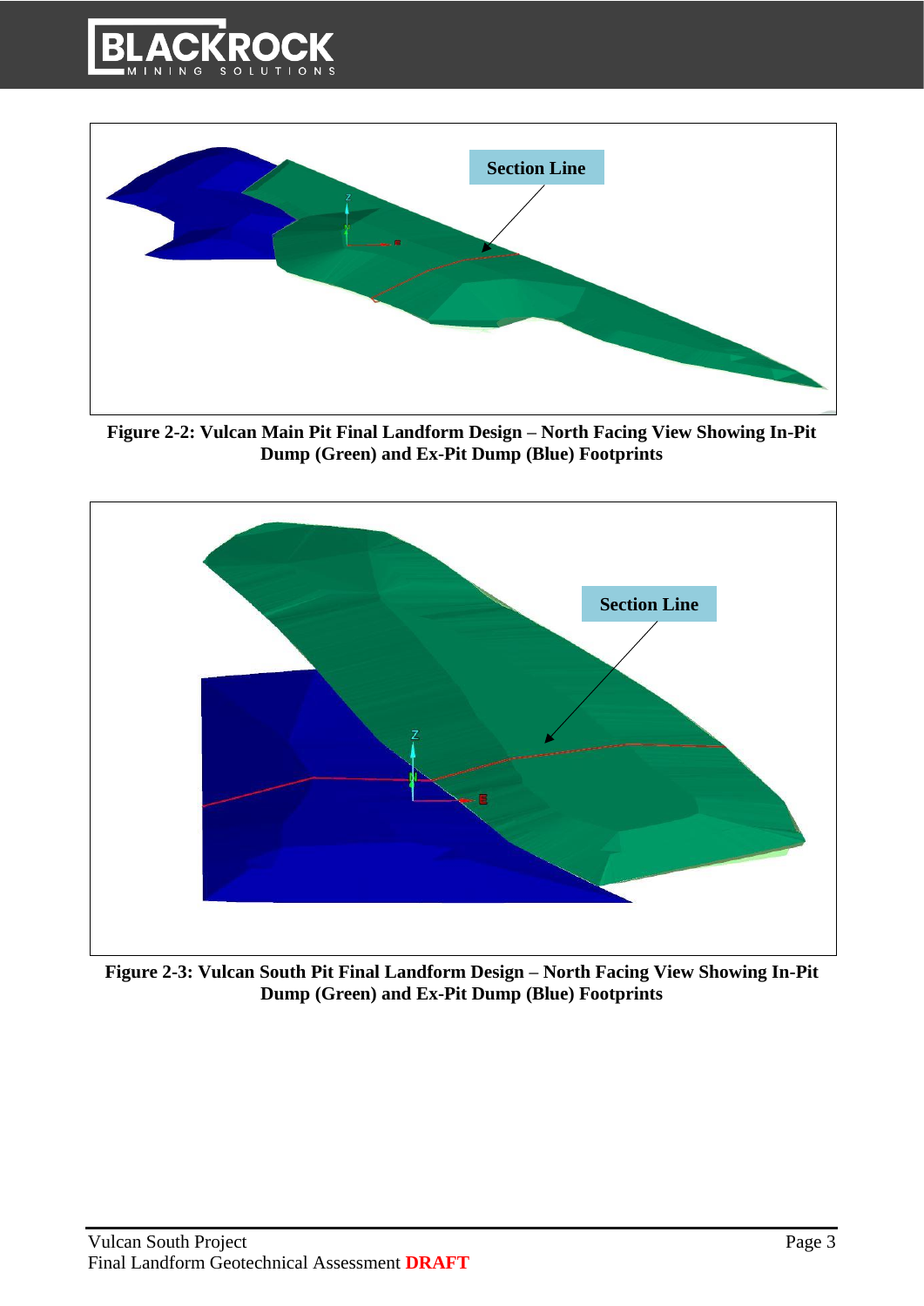**Figure 2-2: Vulcan Main Pit Final Landform Design – North Facing View Showing In-Pit Dump (Green) and Ex-Pit Dump (Blue) Footprints**

**Figure 2-3: Vulcan South Pit Final Landform Design – North Facing View Showing In-Pit Dump (Green) and Ex-Pit Dump (Blue) Footprints**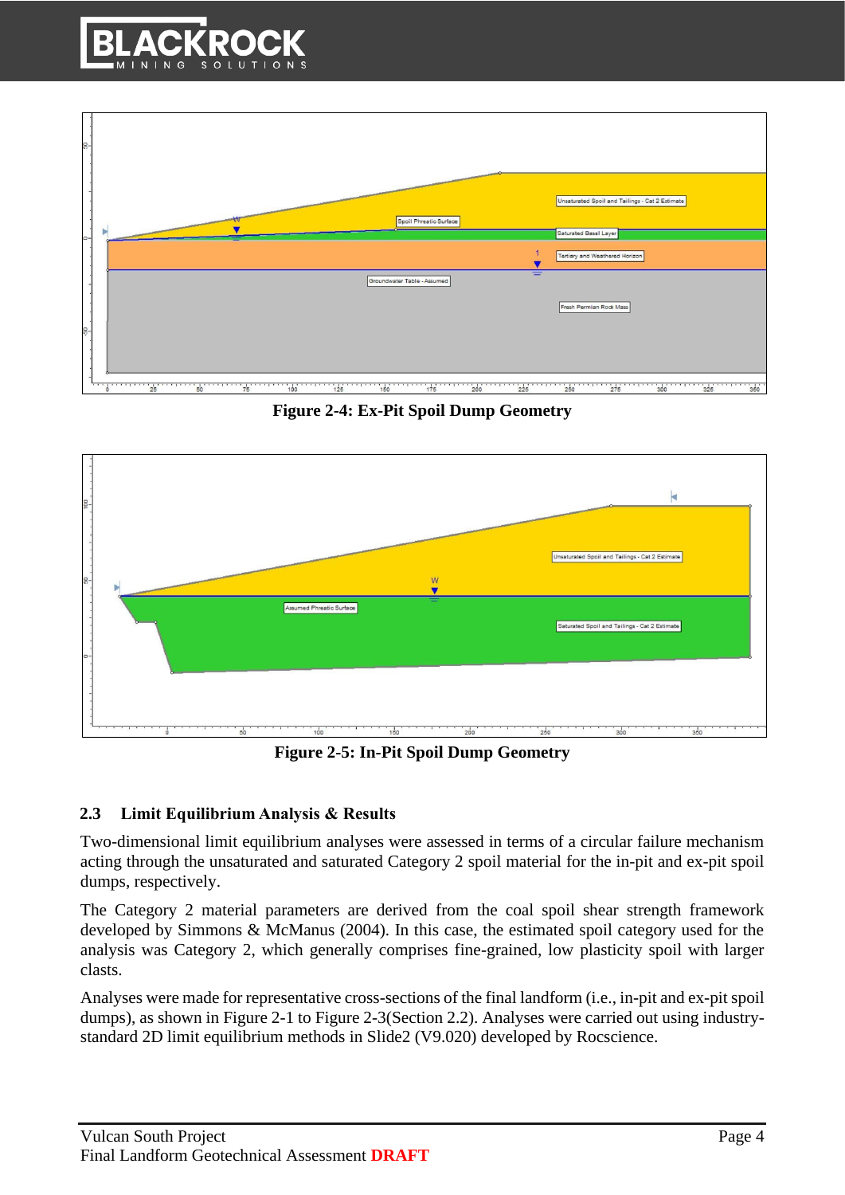Figure 2-4: Ex-Pit Spoil Dump Geometry

Figure 2-5: In-Pit Spoil Dump Geometry

## 2.3 Limit Equilibrium Analysis & Results

Two-dimensional limit equilibrium analyses were assessed in terms of a circular failure mechanism acting through the unsaturated and saturated Category 2 spoil material for the in-pit and ex-pit spoil dumps, respectively.

The Category 2 material parameters are derived from the coal spoil shear strength framework developed by Simmons & McManus (2004). In this case, the estimated spoil category used for the analysis was Category 2, which generally comprises fine-grained, low plasticity spoil with larger clasts.

Analyses were made for representative cross-sections of the final landform (i.e., in-pit and ex-pit spoil dumps), as shown in Figure 2-1 to Figure 2-3(Section 2.2). Analyses were carried out using industry-standard 2D limit equilibrium methods in Slide2 (V9.020) developed by Rocscience.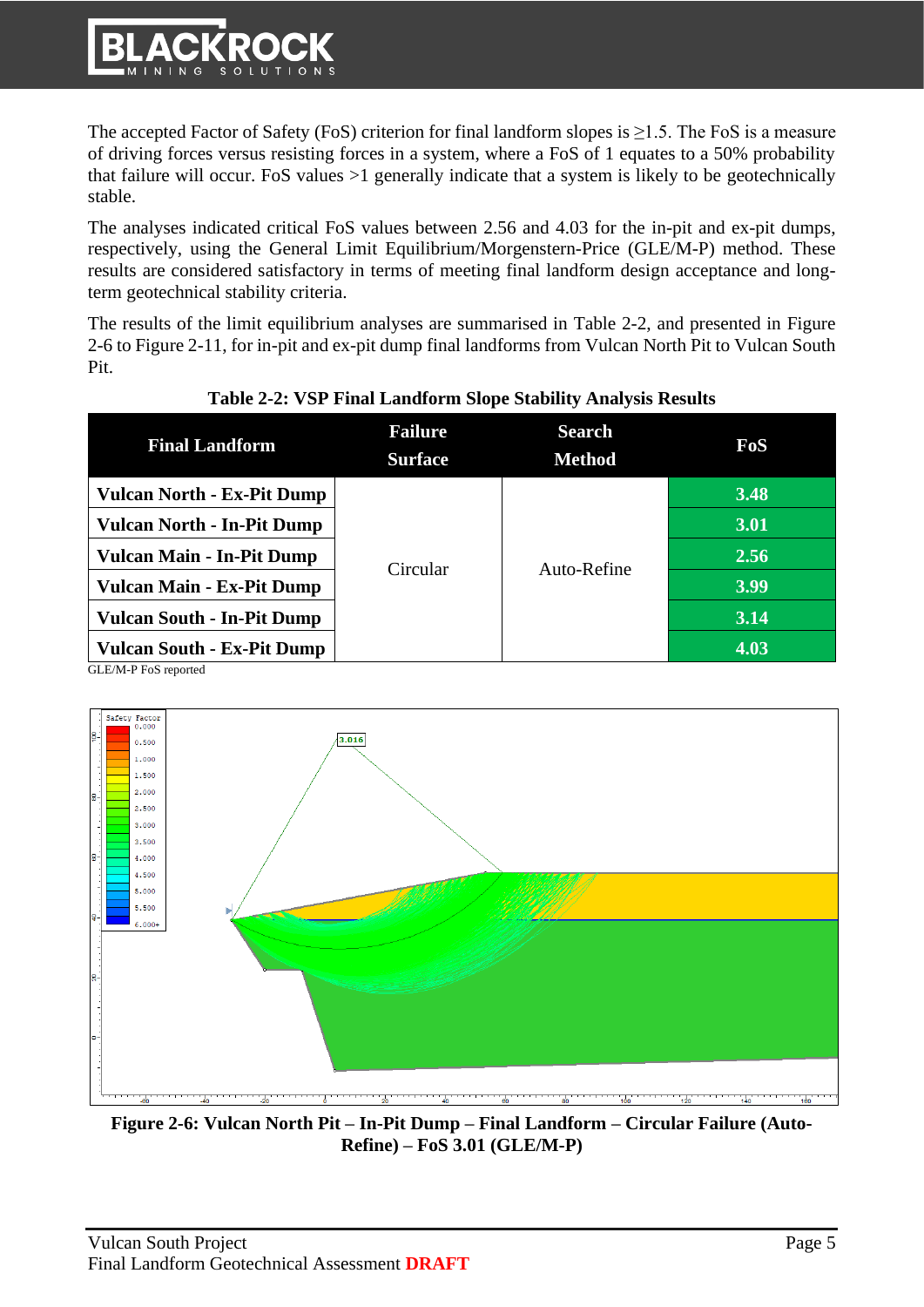The accepted Factor of Safety (FoS) criterion for final landform slopes is ≥1.5. The FoS is a measure of driving forces versus resisting forces in a system, where a FoS of 1 equates to a 50% probability that failure will occur. FoS values >1 generally indicate that a system is likely to be geotechnically stable.

The analyses indicated critical FoS values between 2.56 and 4.03 for the in-pit and ex-pit dumps, respectively, using the General Limit Equilibrium/Morgenstern-Price (GLE/M-P) method. These results are considered satisfactory in terms of meeting final landform design acceptance and long-term geotechnical stability criteria.

The results of the limit equilibrium analyses are summarised in Table 2-2, and presented in Figure 2-6 to Figure 2-11, for in-pit and ex-pit dump final landforms from Vulcan North Pit to Vulcan South Pit.

**Table 2-2: VSP Final Landform Slope Stability Analysis Results**

| Final Landform | Failure Surface | Search Method | FoS |
|---|---|---|---|
| **Vulcan North - Ex-Pit Dump** | Circular | Auto-Refine | **3.48** |
| **Vulcan North - In-Pit Dump** | | | **3.01** |
| **Vulcan Main - In-Pit Dump** | | | **2.56** |
| **Vulcan Main - Ex-Pit Dump** | | | **3.99** |
| **Vulcan South - In-Pit Dump** | | | **3.14** |
| **Vulcan South - Ex-Pit Dump** | | | **4.03** |

GLE/M-P FoS reported

**Figure 2-6: Vulcan North Pit – In-Pit Dump – Final Landform – Circular Failure (Auto-Refine) – FoS 3.01 (GLE/M-P)**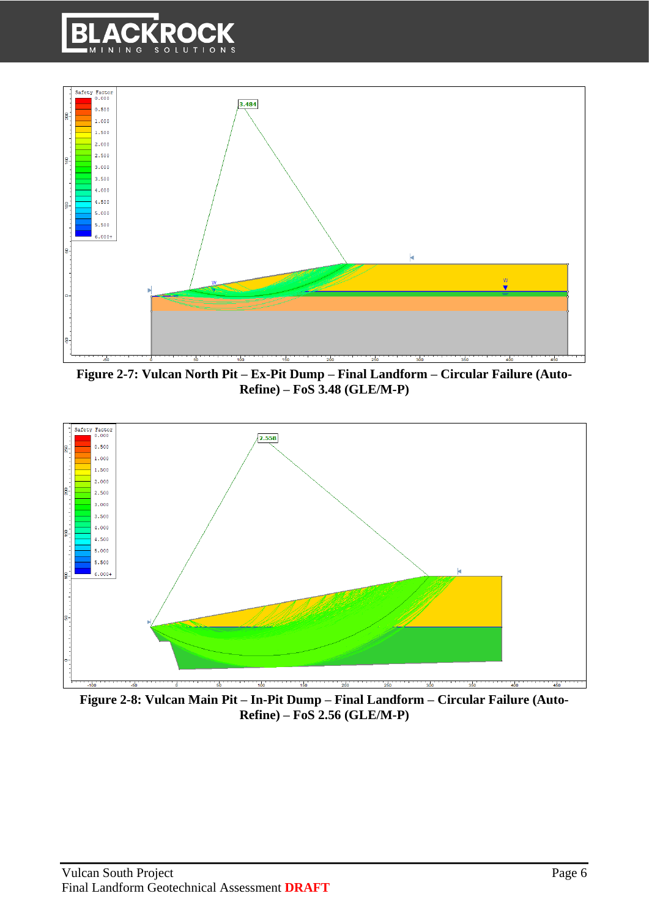**Figure 2-7: Vulcan North Pit – Ex-Pit Dump – Final Landform – Circular Failure (Auto-Refine) – FoS 3.48 (GLE/M-P)**

**Figure 2-8: Vulcan Main Pit – In-Pit Dump – Final Landform – Circular Failure (Auto-Refine) – FoS 2.56 (GLE/M-P)**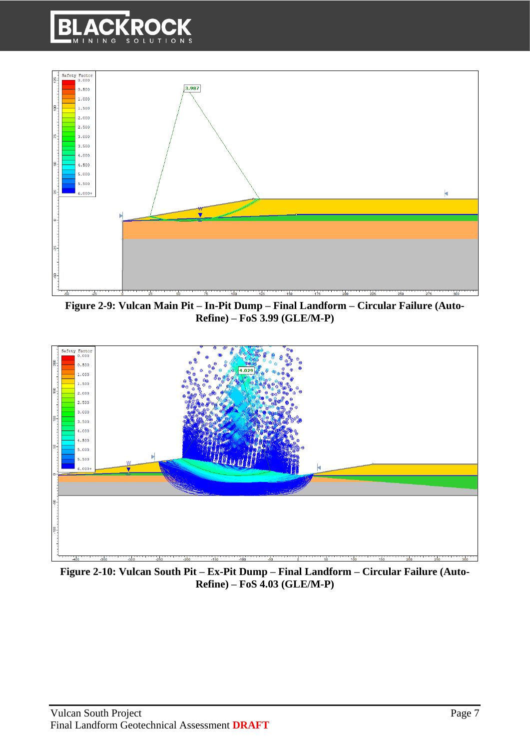**Figure 2-9: Vulcan Main Pit – In-Pit Dump – Final Landform – Circular Failure (Auto-Refine) – FoS 3.99 (GLE/M-P)**

**Figure 2-10: Vulcan South Pit – Ex-Pit Dump – Final Landform – Circular Failure (Auto-Refine) – FoS 4.03 (GLE/M-P)**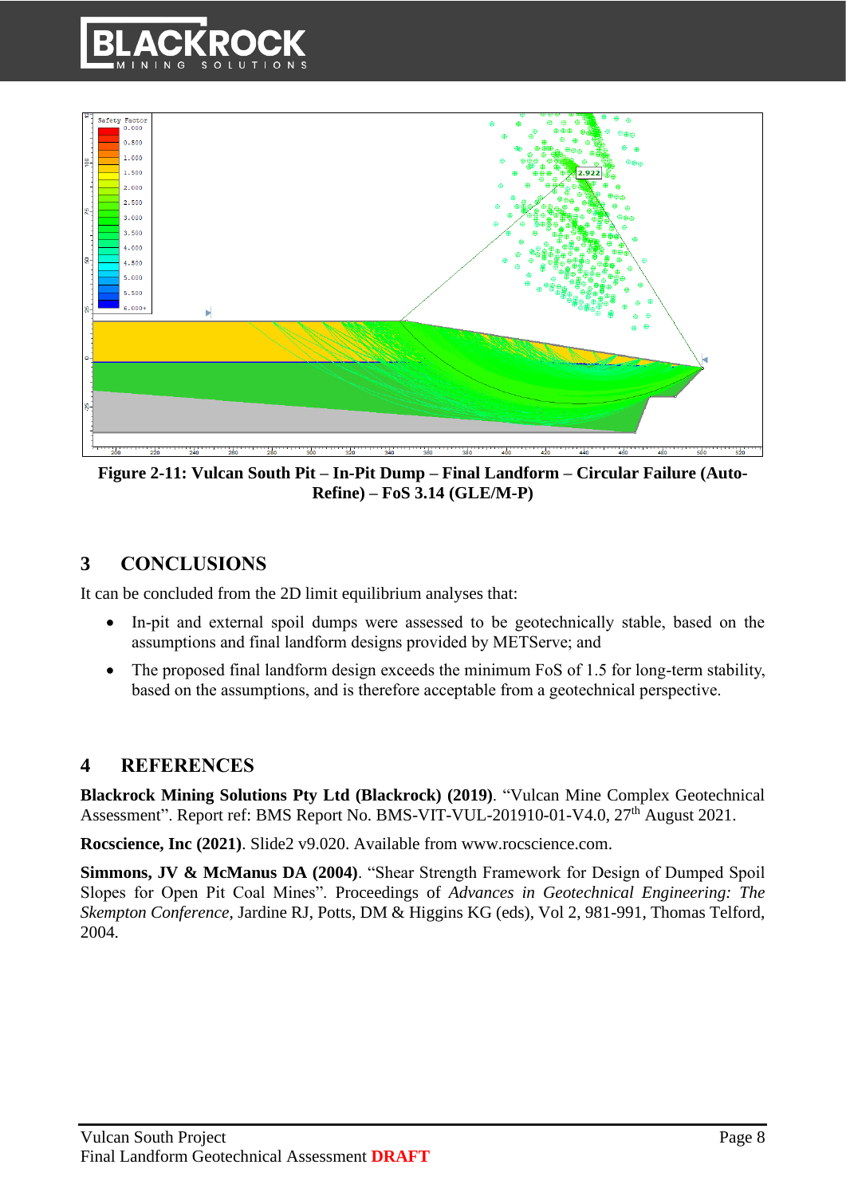**Figure 2-11: Vulcan South Pit – In-Pit Dump – Final Landform – Circular Failure (Auto-Refine) – FoS 3.14 (GLE/M-P)**

# 3 CONCLUSIONS

It can be concluded from the 2D limit equilibrium analyses that:

- In-pit and external spoil dumps were assessed to be geotechnically stable, based on the assumptions and final landform designs provided by METServe; and
- The proposed final landform design exceeds the minimum FoS of 1.5 for long-term stability, based on the assumptions, and is therefore acceptable from a geotechnical perspective.

# 4 REFERENCES

**Blackrock Mining Solutions Pty Ltd (Blackrock) (2019)**. "Vulcan Mine Complex Geotechnical Assessment". Report ref: BMS Report No. BMS-VIT-VUL-201910-01-V4.0, 27th August 2021.

**Rocscience, Inc (2021)**. Slide2 v9.020. Available from www.rocscience.com.

**Simmons, JV & McManus DA (2004)**. "Shear Strength Framework for Design of Dumped Spoil Slopes for Open Pit Coal Mines". Proceedings of *Advances in Geotechnical Engineering: The Skempton Conference*, Jardine RJ, Potts, DM & Higgins KG (eds), Vol 2, 981-991, Thomas Telford, 2004.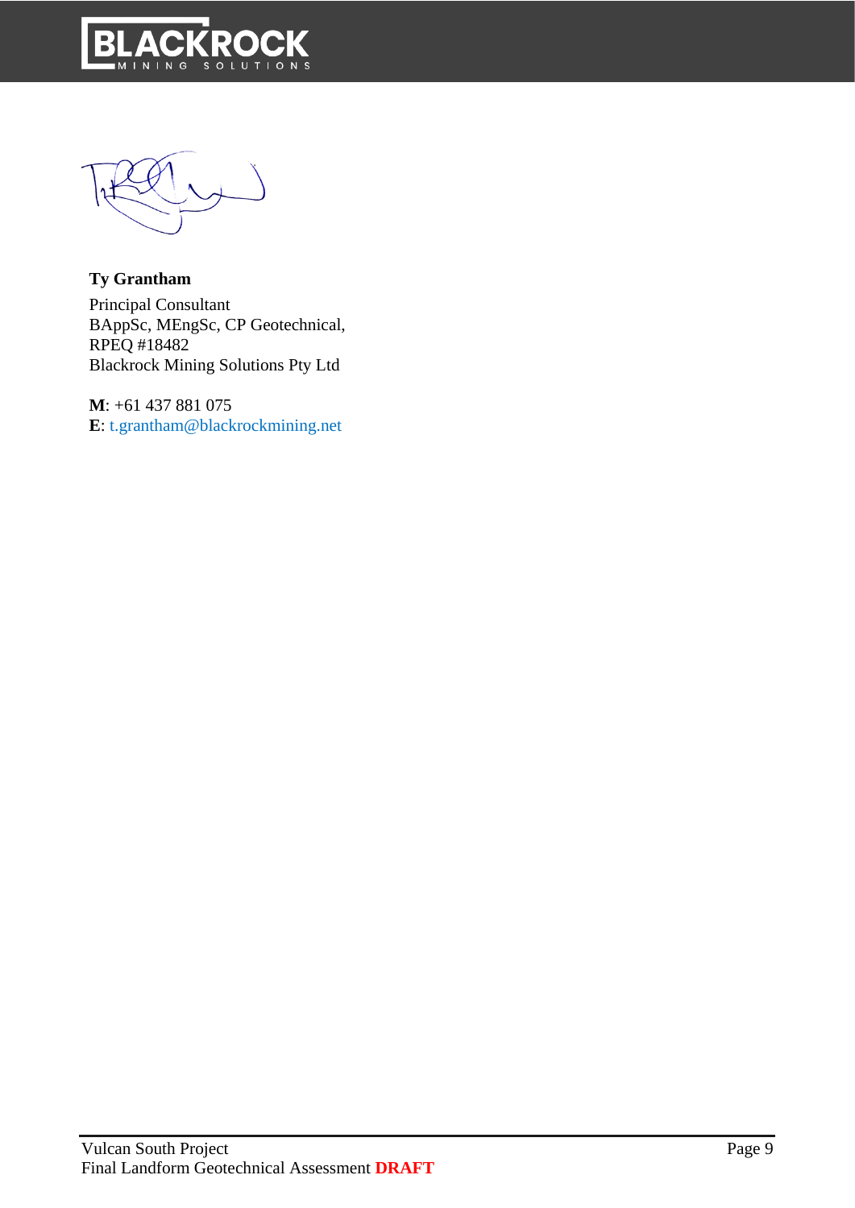**Ty Grantham**

Principal Consultant
BAppSc, MEngSc, CP Geotechnical,
RPEQ #18482
Blackrock Mining Solutions Pty Ltd

**M**: +61 437 881 075
**E**: t.grantham@blackrockmining.net